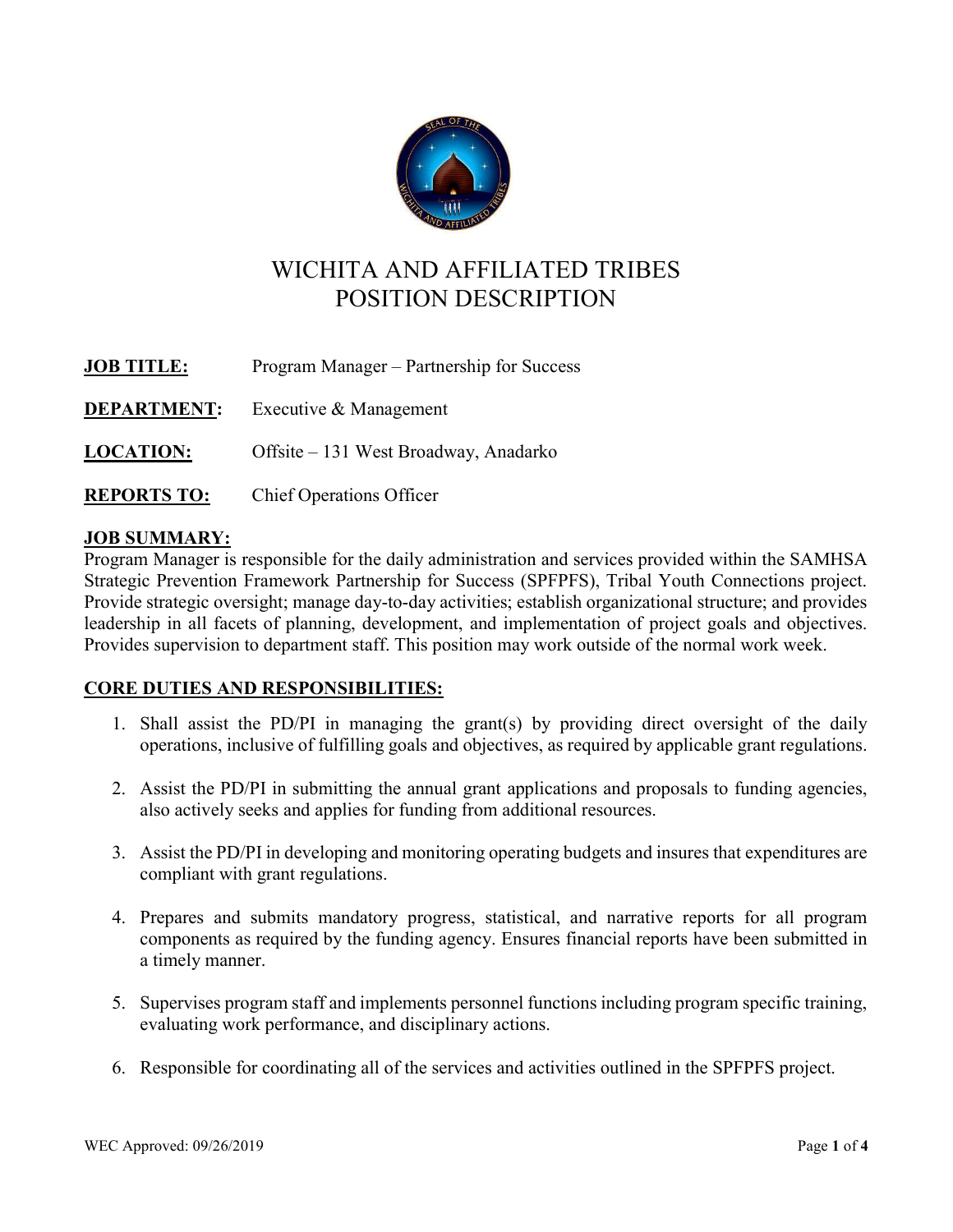# WICHITA AND AFFILIATED TRIBES
# POSITION DESCRIPTION

**JOB TITLE:** Program Manager – Partnership for Success

**DEPARTMENT:** Executive & Management

**LOCATION:** Offsite – 131 West Broadway, Anadarko

**REPORTS TO:** Chief Operations Officer

**JOB SUMMARY:**

Program Manager is responsible for the daily administration and services provided within the SAMHSA Strategic Prevention Framework Partnership for Success (SPFPFS), Tribal Youth Connections project. Provide strategic oversight; manage day-to-day activities; establish organizational structure; and provides leadership in all facets of planning, development, and implementation of project goals and objectives. Provides supervision to department staff. This position may work outside of the normal work week.

**CORE DUTIES AND RESPONSIBILITIES:**

1. Shall assist the PD/PI in managing the grant(s) by providing direct oversight of the daily operations, inclusive of fulfilling goals and objectives, as required by applicable grant regulations.

2. Assist the PD/PI in submitting the annual grant applications and proposals to funding agencies, also actively seeks and applies for funding from additional resources.

3. Assist the PD/PI in developing and monitoring operating budgets and insures that expenditures are compliant with grant regulations.

4. Prepares and submits mandatory progress, statistical, and narrative reports for all program components as required by the funding agency. Ensures financial reports have been submitted in a timely manner.

5. Supervises program staff and implements personnel functions including program specific training, evaluating work performance, and disciplinary actions.

6. Responsible for coordinating all of the services and activities outlined in the SPFPFS project.

WEC Approved: 09/26/2019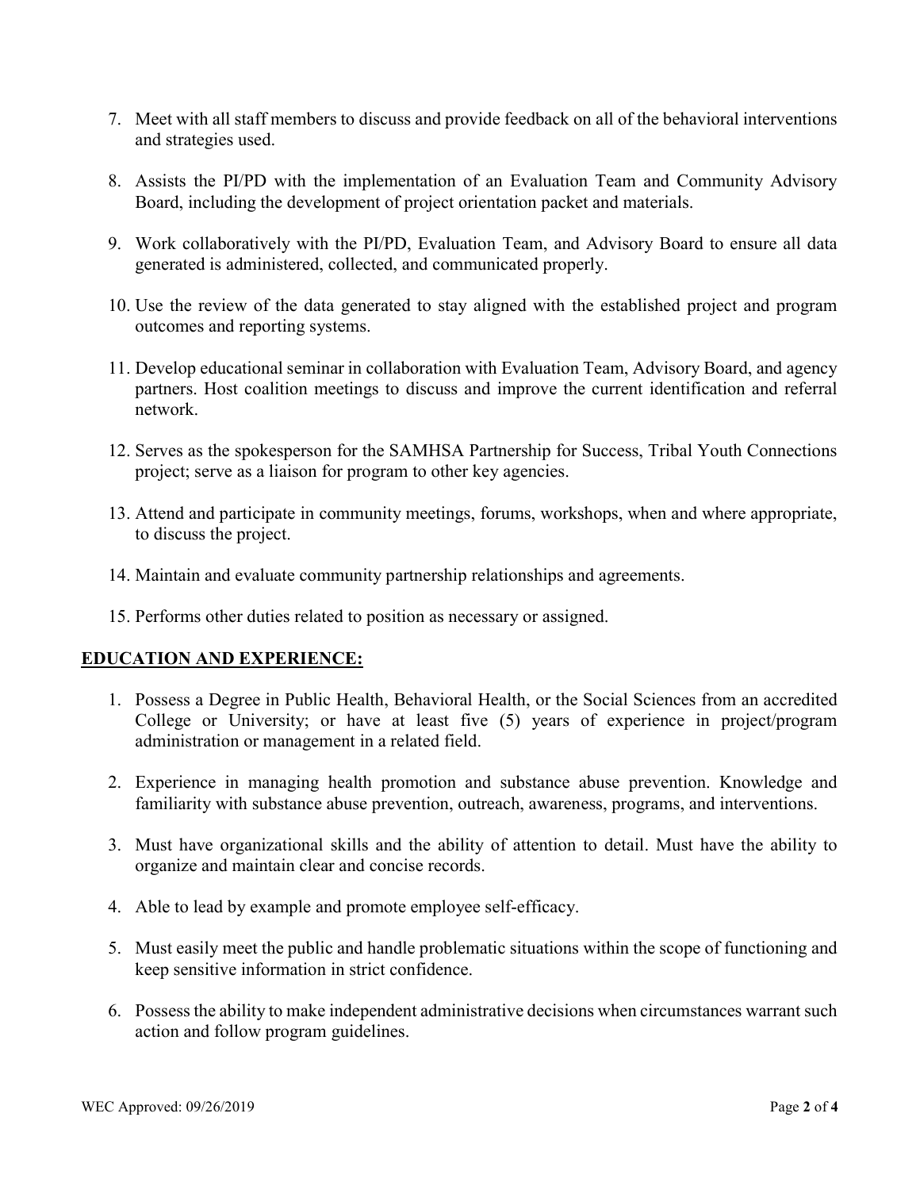7. Meet with all staff members to discuss and provide feedback on all of the behavioral interventions and strategies used.

8. Assists the PI/PD with the implementation of an Evaluation Team and Community Advisory Board, including the development of project orientation packet and materials.

9. Work collaboratively with the PI/PD, Evaluation Team, and Advisory Board to ensure all data generated is administered, collected, and communicated properly.

10. Use the review of the data generated to stay aligned with the established project and program outcomes and reporting systems.

11. Develop educational seminar in collaboration with Evaluation Team, Advisory Board, and agency partners. Host coalition meetings to discuss and improve the current identification and referral network.

12. Serves as the spokesperson for the SAMHSA Partnership for Success, Tribal Youth Connections project; serve as a liaison for program to other key agencies.

13. Attend and participate in community meetings, forums, workshops, when and where appropriate, to discuss the project.

14. Maintain and evaluate community partnership relationships and agreements.

15. Performs other duties related to position as necessary or assigned.

## EDUCATION AND EXPERIENCE:

1. Possess a Degree in Public Health, Behavioral Health, or the Social Sciences from an accredited College or University; or have at least five (5) years of experience in project/program administration or management in a related field.

2. Experience in managing health promotion and substance abuse prevention. Knowledge and familiarity with substance abuse prevention, outreach, awareness, programs, and interventions.

3. Must have organizational skills and the ability of attention to detail. Must have the ability to organize and maintain clear and concise records.

4. Able to lead by example and promote employee self-efficacy.

5. Must easily meet the public and handle problematic situations within the scope of functioning and keep sensitive information in strict confidence.

6. Possess the ability to make independent administrative decisions when circumstances warrant such action and follow program guidelines.

WEC Approved: 09/26/2019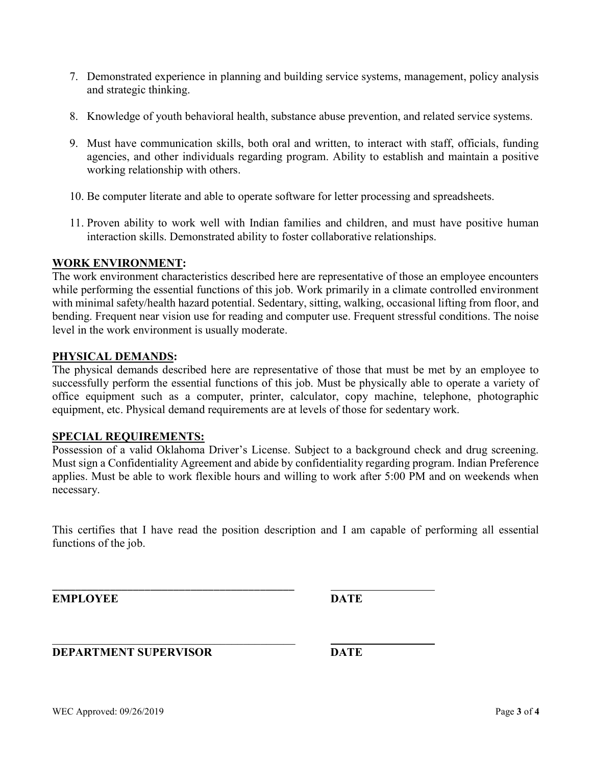7. Demonstrated experience in planning and building service systems, management, policy analysis and strategic thinking.

8. Knowledge of youth behavioral health, substance abuse prevention, and related service systems.

9. Must have communication skills, both oral and written, to interact with staff, officials, funding agencies, and other individuals regarding program. Ability to establish and maintain a positive working relationship with others.

10. Be computer literate and able to operate software for letter processing and spreadsheets.

11. Proven ability to work well with Indian families and children, and must have positive human interaction skills. Demonstrated ability to foster collaborative relationships.

## WORK ENVIRONMENT:

The work environment characteristics described here are representative of those an employee encounters while performing the essential functions of this job. Work primarily in a climate controlled environment with minimal safety/health hazard potential. Sedentary, sitting, walking, occasional lifting from floor, and bending. Frequent near vision use for reading and computer use. Frequent stressful conditions. The noise level in the work environment is usually moderate.

## PHYSICAL DEMANDS:

The physical demands described here are representative of those that must be met by an employee to successfully perform the essential functions of this job. Must be physically able to operate a variety of office equipment such as a computer, printer, calculator, copy machine, telephone, photographic equipment, etc. Physical demand requirements are at levels of those for sedentary work.

## SPECIAL REQUIREMENTS:

Possession of a valid Oklahoma Driver's License. Subject to a background check and drug screening. Must sign a Confidentiality Agreement and abide by confidentiality regarding program. Indian Preference applies. Must be able to work flexible hours and willing to work after 5:00 PM and on weekends when necessary.

This certifies that I have read the position description and I am capable of performing all essential functions of the job.

\_\_\_\_\_\_\_\_\_\_\_\_\_\_\_\_\_\_\_\_\_\_\_\_\_\_\_\_\_\_\_\_\_\_\_\_\_\_\_\_\_\_\_\_ \_\_\_\_\_\_\_\_\_\_\_\_\_\_\_\_\_\_\_

**EMPLOYEE** **DATE**

\_\_\_\_\_\_\_\_\_\_\_\_\_\_\_\_\_\_\_\_\_\_\_\_\_\_\_\_\_\_\_\_\_\_\_\_\_\_\_\_\_\_\_\_ \_\_\_\_\_\_\_\_\_\_\_\_\_\_\_\_\_\_\_

**DEPARTMENT SUPERVISOR** **DATE**

WEC Approved: 09/26/2019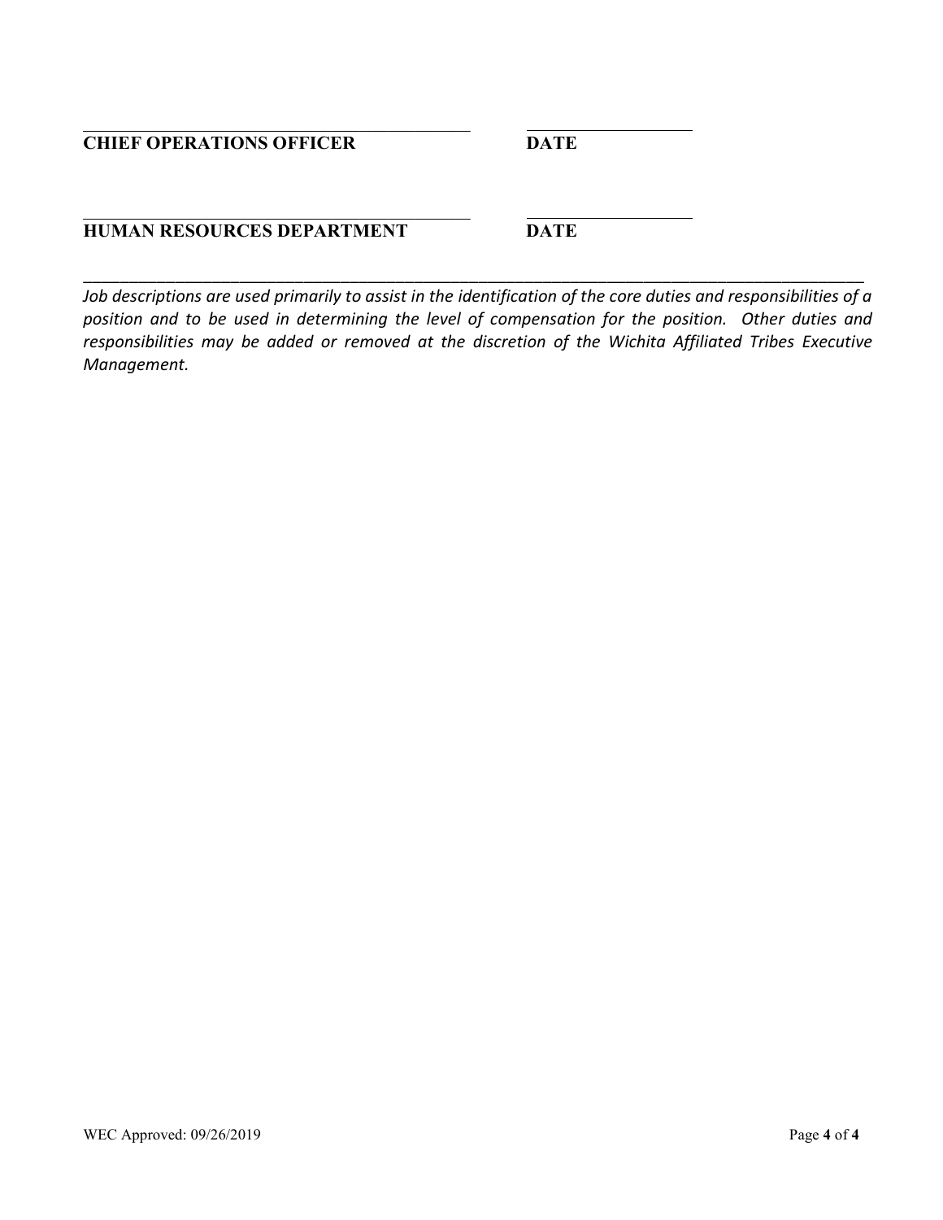\_\_\_\_\_\_\_\_\_\_\_\_\_\_\_\_\_\_\_\_\_\_\_\_\_\_\_\_\_\_\_\_\_\_\_\_\_\_\_\_ \_\_\_\_\_\_\_\_\_\_\_\_\_\_\_\_\_\_\_\_

**CHIEF OPERATIONS OFFICER** **DATE**

\_\_\_\_\_\_\_\_\_\_\_\_\_\_\_\_\_\_\_\_\_\_\_\_\_\_\_\_\_\_\_\_\_\_\_\_\_\_\_\_ \_\_\_\_\_\_\_\_\_\_\_\_\_\_\_\_\_\_\_\_

**HUMAN RESOURCES DEPARTMENT** **DATE**

---

*Job descriptions are used primarily to assist in the identification of the core duties and responsibilities of a position and to be used in determining the level of compensation for the position. Other duties and responsibilities may be added or removed at the discretion of the Wichita Affiliated Tribes Executive Management.*

WEC Approved: 09/26/2019